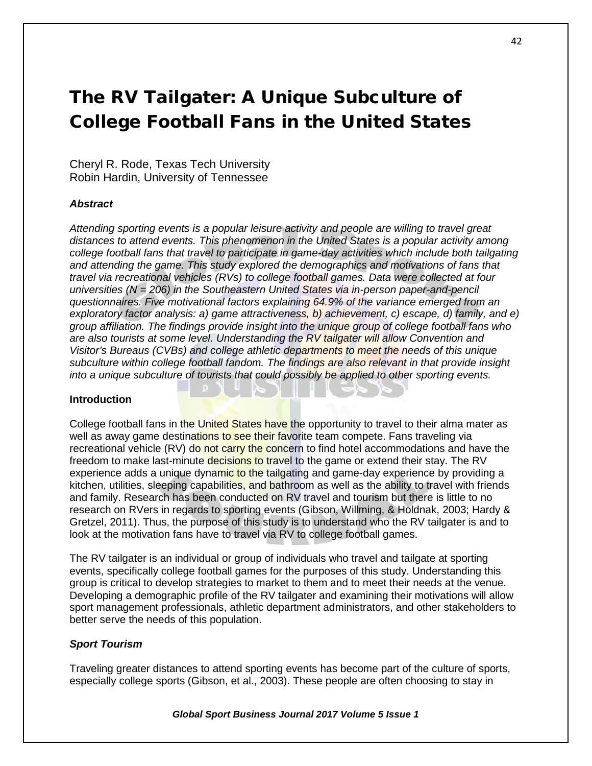# The RV Tailgater: A Unique Subculture of College Football Fans in the United States

Cheryl R. Rode, Texas Tech University
Robin Hardin, University of Tennessee

### *Abstract*

*Attending sporting events is a popular leisure activity and people are willing to travel great distances to attend events. This phenomenon in the United States is a popular activity among college football fans that travel to participate in game-day activities which include both tailgating and attending the game. This study explored the demographics and motivations of fans that travel via recreational vehicles (RVs) to college football games. Data were collected at four universities (N = 206) in the Southeastern United States via in-person paper-and-pencil questionnaires. Five motivational factors explaining 64.9% of the variance emerged from an exploratory factor analysis: a) game attractiveness, b) achievement, c) escape, d) family, and e) group affiliation. The findings provide insight into the unique group of college football fans who are also tourists at some level. Understanding the RV tailgater will allow Convention and Visitor's Bureaus (CVBs) and college athletic departments to meet the needs of this unique subculture within college football fandom. The findings are also relevant in that provide insight into a unique subculture of tourists that could possibly be applied to other sporting events.*

### Introduction

College football fans in the United States have the opportunity to travel to their alma mater as well as away game destinations to see their favorite team compete. Fans traveling via recreational vehicle (RV) do not carry the concern to find hotel accommodations and have the freedom to make last-minute decisions to travel to the game or extend their stay. The RV experience adds a unique dynamic to the tailgating and game-day experience by providing a kitchen, utilities, sleeping capabilities, and bathroom as well as the ability to travel with friends and family. Research has been conducted on RV travel and tourism but there is little to no research on RVers in regards to sporting events (Gibson, Willming, & Holdnak, 2003; Hardy & Gretzel, 2011). Thus, the purpose of this study is to understand who the RV tailgater is and to look at the motivation fans have to travel via RV to college football games.

The RV tailgater is an individual or group of individuals who travel and tailgate at sporting events, specifically college football games for the purposes of this study. Understanding this group is critical to develop strategies to market to them and to meet their needs at the venue. Developing a demographic profile of the RV tailgater and examining their motivations will allow sport management professionals, athletic department administrators, and other stakeholders to better serve the needs of this population.

### *Sport Tourism*

Traveling greater distances to attend sporting events has become part of the culture of sports, especially college sports (Gibson, et al., 2003). These people are often choosing to stay in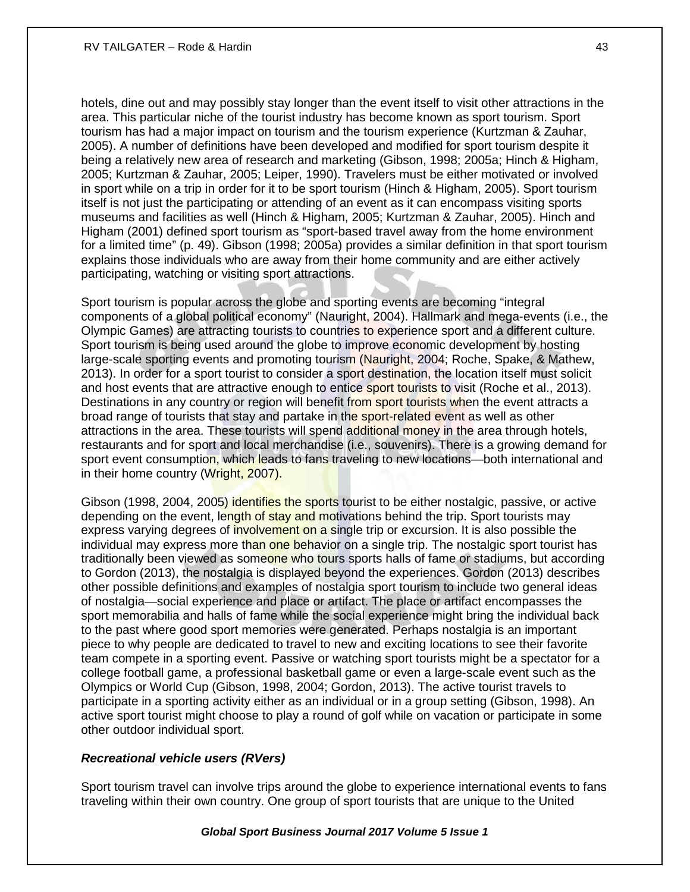hotels, dine out and may possibly stay longer than the event itself to visit other attractions in the area. This particular niche of the tourist industry has become known as sport tourism. Sport tourism has had a major impact on tourism and the tourism experience (Kurtzman & Zauhar, 2005). A number of definitions have been developed and modified for sport tourism despite it being a relatively new area of research and marketing (Gibson, 1998; 2005a; Hinch & Higham, 2005; Kurtzman & Zauhar, 2005; Leiper, 1990). Travelers must be either motivated or involved in sport while on a trip in order for it to be sport tourism (Hinch & Higham, 2005). Sport tourism itself is not just the participating or attending of an event as it can encompass visiting sports museums and facilities as well (Hinch & Higham, 2005; Kurtzman & Zauhar, 2005). Hinch and Higham (2001) defined sport tourism as "sport-based travel away from the home environment for a limited time" (p. 49). Gibson (1998; 2005a) provides a similar definition in that sport tourism explains those individuals who are away from their home community and are either actively participating, watching or visiting sport attractions.

Sport tourism is popular across the globe and sporting events are becoming "integral components of a global political economy" (Nauright, 2004). Hallmark and mega-events (i.e., the Olympic Games) are attracting tourists to countries to experience sport and a different culture. Sport tourism is being used around the globe to improve economic development by hosting large-scale sporting events and promoting tourism (Nauright, 2004; Roche, Spake, & Mathew, 2013). In order for a sport tourist to consider a sport destination, the location itself must solicit and host events that are attractive enough to entice sport tourists to visit (Roche et al., 2013). Destinations in any country or region will benefit from sport tourists when the event attracts a broad range of tourists that stay and partake in the sport-related event as well as other attractions in the area. These tourists will spend additional money in the area through hotels, restaurants and for sport and local merchandise (i.e., souvenirs). There is a growing demand for sport event consumption, which leads to fans traveling to new locations—both international and in their home country (Wright, 2007).

Gibson (1998, 2004, 2005) identifies the sports tourist to be either nostalgic, passive, or active depending on the event, length of stay and motivations behind the trip. Sport tourists may express varying degrees of involvement on a single trip or excursion. It is also possible the individual may express more than one behavior on a single trip. The nostalgic sport tourist has traditionally been viewed as someone who tours sports halls of fame or stadiums, but according to Gordon (2013), the nostalgia is displayed beyond the experiences. Gordon (2013) describes other possible definitions and examples of nostalgia sport tourism to include two general ideas of nostalgia—social experience and place or artifact. The place or artifact encompasses the sport memorabilia and halls of fame while the social experience might bring the individual back to the past where good sport memories were generated. Perhaps nostalgia is an important piece to why people are dedicated to travel to new and exciting locations to see their favorite team compete in a sporting event. Passive or watching sport tourists might be a spectator for a college football game, a professional basketball game or even a large-scale event such as the Olympics or World Cup (Gibson, 1998, 2004; Gordon, 2013). The active tourist travels to participate in a sporting activity either as an individual or in a group setting (Gibson, 1998). An active sport tourist might choose to play a round of golf while on vacation or participate in some other outdoor individual sport.

### *Recreational vehicle users (RVers)*

Sport tourism travel can involve trips around the globe to experience international events to fans traveling within their own country. One group of sport tourists that are unique to the United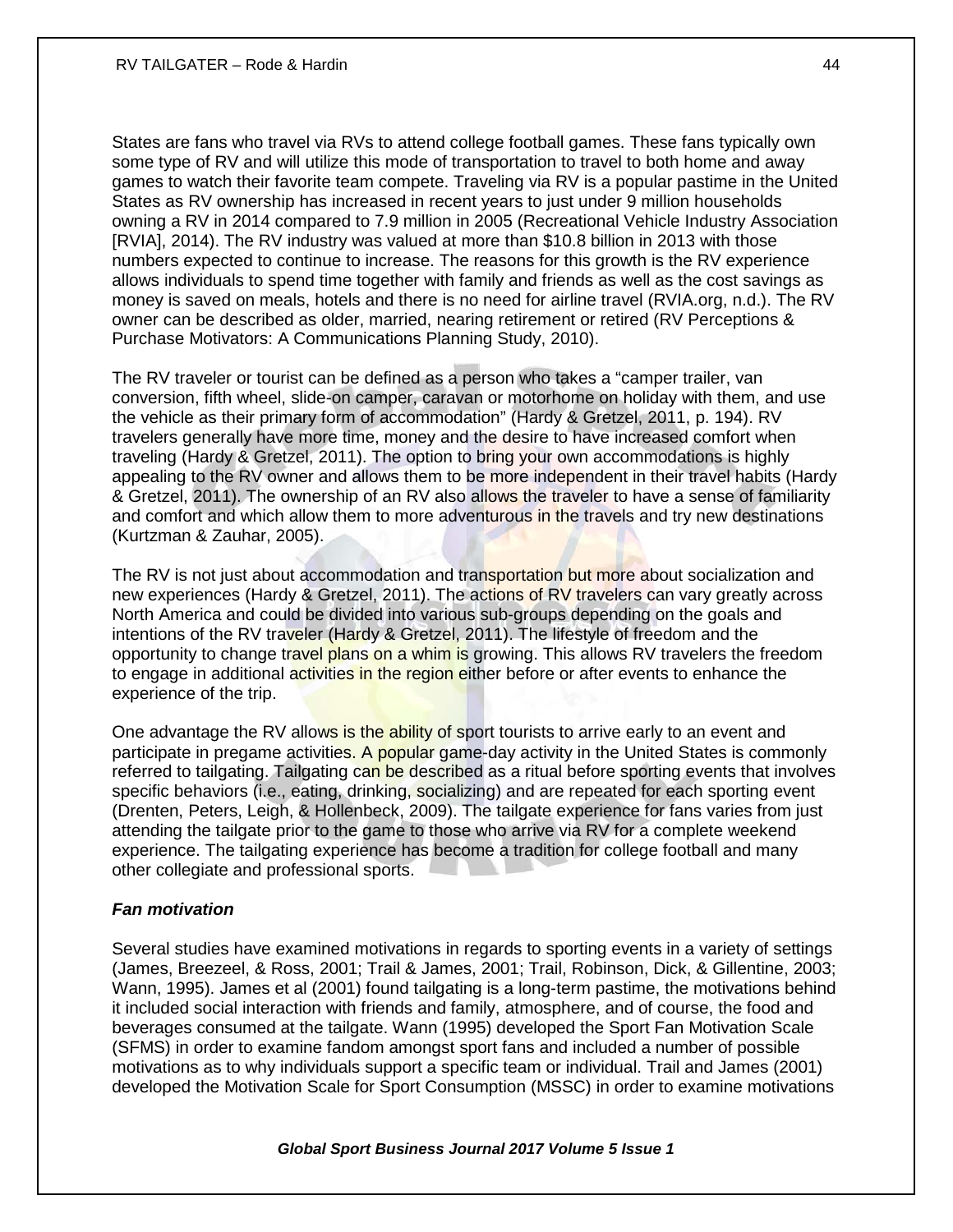States are fans who travel via RVs to attend college football games. These fans typically own some type of RV and will utilize this mode of transportation to travel to both home and away games to watch their favorite team compete. Traveling via RV is a popular pastime in the United States as RV ownership has increased in recent years to just under 9 million households owning a RV in 2014 compared to 7.9 million in 2005 (Recreational Vehicle Industry Association [RVIA], 2014). The RV industry was valued at more than $10.8 billion in 2013 with those numbers expected to continue to increase. The reasons for this growth is the RV experience allows individuals to spend time together with family and friends as well as the cost savings as money is saved on meals, hotels and there is no need for airline travel (RVIA.org, n.d.). The RV owner can be described as older, married, nearing retirement or retired (RV Perceptions & Purchase Motivators: A Communications Planning Study, 2010).

The RV traveler or tourist can be defined as a person who takes a "camper trailer, van conversion, fifth wheel, slide-on camper, caravan or motorhome on holiday with them, and use the vehicle as their primary form of accommodation" (Hardy & Gretzel, 2011, p. 194). RV travelers generally have more time, money and the desire to have increased comfort when traveling (Hardy & Gretzel, 2011). The option to bring your own accommodations is highly appealing to the RV owner and allows them to be more independent in their travel habits (Hardy & Gretzel, 2011). The ownership of an RV also allows the traveler to have a sense of familiarity and comfort and which allow them to more adventurous in the travels and try new destinations (Kurtzman & Zauhar, 2005).

The RV is not just about accommodation and transportation but more about socialization and new experiences (Hardy & Gretzel, 2011). The actions of RV travelers can vary greatly across North America and could be divided into various sub-groups depending on the goals and intentions of the RV traveler (Hardy & Gretzel, 2011). The lifestyle of freedom and the opportunity to change travel plans on a whim is growing. This allows RV travelers the freedom to engage in additional activities in the region either before or after events to enhance the experience of the trip.

One advantage the RV allows is the ability of sport tourists to arrive early to an event and participate in pregame activities. A popular game-day activity in the United States is commonly referred to tailgating. Tailgating can be described as a ritual before sporting events that involves specific behaviors (i.e., eating, drinking, socializing) and are repeated for each sporting event (Drenten, Peters, Leigh, & Hollenbeck, 2009). The tailgate experience for fans varies from just attending the tailgate prior to the game to those who arrive via RV for a complete weekend experience. The tailgating experience has become a tradition for college football and many other collegiate and professional sports.

### *Fan motivation*

Several studies have examined motivations in regards to sporting events in a variety of settings (James, Breezeel, & Ross, 2001; Trail & James, 2001; Trail, Robinson, Dick, & Gillentine, 2003; Wann, 1995). James et al (2001) found tailgating is a long-term pastime, the motivations behind it included social interaction with friends and family, atmosphere, and of course, the food and beverages consumed at the tailgate. Wann (1995) developed the Sport Fan Motivation Scale (SFMS) in order to examine fandom amongst sport fans and included a number of possible motivations as to why individuals support a specific team or individual. Trail and James (2001) developed the Motivation Scale for Sport Consumption (MSSC) in order to examine motivations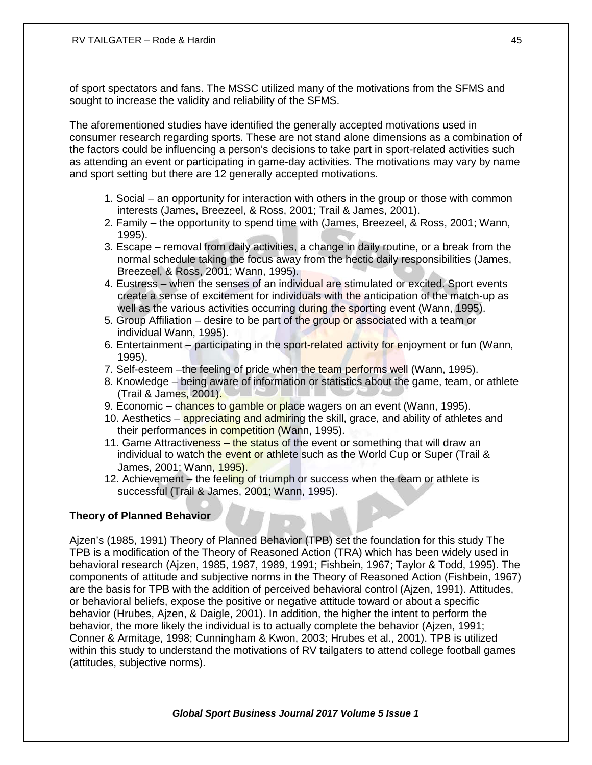of sport spectators and fans. The MSSC utilized many of the motivations from the SFMS and sought to increase the validity and reliability of the SFMS.

The aforementioned studies have identified the generally accepted motivations used in consumer research regarding sports. These are not stand alone dimensions as a combination of the factors could be influencing a person's decisions to take part in sport-related activities such as attending an event or participating in game-day activities. The motivations may vary by name and sport setting but there are 12 generally accepted motivations.

1. Social – an opportunity for interaction with others in the group or those with common interests (James, Breezeel, & Ross, 2001; Trail & James, 2001).
2. Family – the opportunity to spend time with (James, Breezeel, & Ross, 2001; Wann, 1995).
3. Escape – removal from daily activities, a change in daily routine, or a break from the normal schedule taking the focus away from the hectic daily responsibilities (James, Breezeel, & Ross, 2001; Wann, 1995).
4. Eustress – when the senses of an individual are stimulated or excited. Sport events create a sense of excitement for individuals with the anticipation of the match-up as well as the various activities occurring during the sporting event (Wann, 1995).
5. Group Affiliation – desire to be part of the group or associated with a team or individual Wann, 1995).
6. Entertainment – participating in the sport-related activity for enjoyment or fun (Wann, 1995).
7. Self-esteem –the feeling of pride when the team performs well (Wann, 1995).
8. Knowledge – being aware of information or statistics about the game, team, or athlete (Trail & James, 2001).
9. Economic – chances to gamble or place wagers on an event (Wann, 1995).
10. Aesthetics – appreciating and admiring the skill, grace, and ability of athletes and their performances in competition (Wann, 1995).
11. Game Attractiveness – the status of the event or something that will draw an individual to watch the event or athlete such as the World Cup or Super (Trail & James, 2001; Wann, 1995).
12. Achievement – the feeling of triumph or success when the team or athlete is successful (Trail & James, 2001; Wann, 1995).

**Theory of Planned Behavior**

Ajzen's (1985, 1991) Theory of Planned Behavior (TPB) set the foundation for this study The TPB is a modification of the Theory of Reasoned Action (TRA) which has been widely used in behavioral research (Ajzen, 1985, 1987, 1989, 1991; Fishbein, 1967; Taylor & Todd, 1995). The components of attitude and subjective norms in the Theory of Reasoned Action (Fishbein, 1967) are the basis for TPB with the addition of perceived behavioral control (Ajzen, 1991). Attitudes, or behavioral beliefs, expose the positive or negative attitude toward or about a specific behavior (Hrubes, Ajzen, & Daigle, 2001). In addition, the higher the intent to perform the behavior, the more likely the individual is to actually complete the behavior (Ajzen, 1991; Conner & Armitage, 1998; Cunningham & Kwon, 2003; Hrubes et al., 2001). TPB is utilized within this study to understand the motivations of RV tailgaters to attend college football games (attitudes, subjective norms).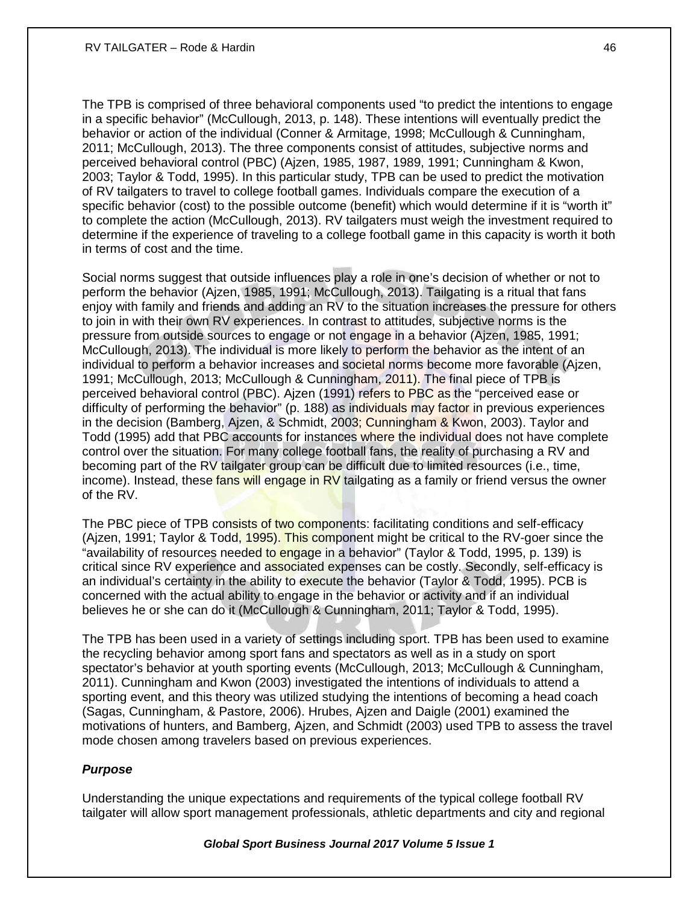The TPB is comprised of three behavioral components used "to predict the intentions to engage in a specific behavior" (McCullough, 2013, p. 148). These intentions will eventually predict the behavior or action of the individual (Conner & Armitage, 1998; McCullough & Cunningham, 2011; McCullough, 2013). The three components consist of attitudes, subjective norms and perceived behavioral control (PBC) (Ajzen, 1985, 1987, 1989, 1991; Cunningham & Kwon, 2003; Taylor & Todd, 1995). In this particular study, TPB can be used to predict the motivation of RV tailgaters to travel to college football games. Individuals compare the execution of a specific behavior (cost) to the possible outcome (benefit) which would determine if it is "worth it" to complete the action (McCullough, 2013). RV tailgaters must weigh the investment required to determine if the experience of traveling to a college football game in this capacity is worth it both in terms of cost and the time.

Social norms suggest that outside influences play a role in one's decision of whether or not to perform the behavior (Ajzen, 1985, 1991; McCullough, 2013). Tailgating is a ritual that fans enjoy with family and friends and adding an RV to the situation increases the pressure for others to join in with their own RV experiences. In contrast to attitudes, subjective norms is the pressure from outside sources to engage or not engage in a behavior (Ajzen, 1985, 1991; McCullough, 2013). The individual is more likely to perform the behavior as the intent of an individual to perform a behavior increases and societal norms become more favorable (Ajzen, 1991; McCullough, 2013; McCullough & Cunningham, 2011). The final piece of TPB is perceived behavioral control (PBC). Ajzen (1991) refers to PBC as the "perceived ease or difficulty of performing the behavior" (p. 188) as individuals may factor in previous experiences in the decision (Bamberg, Ajzen, & Schmidt, 2003; Cunningham & Kwon, 2003). Taylor and Todd (1995) add that PBC accounts for instances where the individual does not have complete control over the situation. For many college football fans, the reality of purchasing a RV and becoming part of the RV tailgater group can be difficult due to limited resources (i.e., time, income). Instead, these fans will engage in RV tailgating as a family or friend versus the owner of the RV.

The PBC piece of TPB consists of two components: facilitating conditions and self-efficacy (Ajzen, 1991; Taylor & Todd, 1995). This component might be critical to the RV-goer since the "availability of resources needed to engage in a behavior" (Taylor & Todd, 1995, p. 139) is critical since RV experience and associated expenses can be costly. Secondly, self-efficacy is an individual's certainty in the ability to execute the behavior (Taylor & Todd, 1995). PCB is concerned with the actual ability to engage in the behavior or activity and if an individual believes he or she can do it (McCullough & Cunningham, 2011; Taylor & Todd, 1995).

The TPB has been used in a variety of settings including sport. TPB has been used to examine the recycling behavior among sport fans and spectators as well as in a study on sport spectator's behavior at youth sporting events (McCullough, 2013; McCullough & Cunningham, 2011). Cunningham and Kwon (2003) investigated the intentions of individuals to attend a sporting event, and this theory was utilized studying the intentions of becoming a head coach (Sagas, Cunningham, & Pastore, 2006). Hrubes, Ajzen and Daigle (2001) examined the motivations of hunters, and Bamberg, Ajzen, and Schmidt (2003) used TPB to assess the travel mode chosen among travelers based on previous experiences.

### *Purpose*

Understanding the unique expectations and requirements of the typical college football RV tailgater will allow sport management professionals, athletic departments and city and regional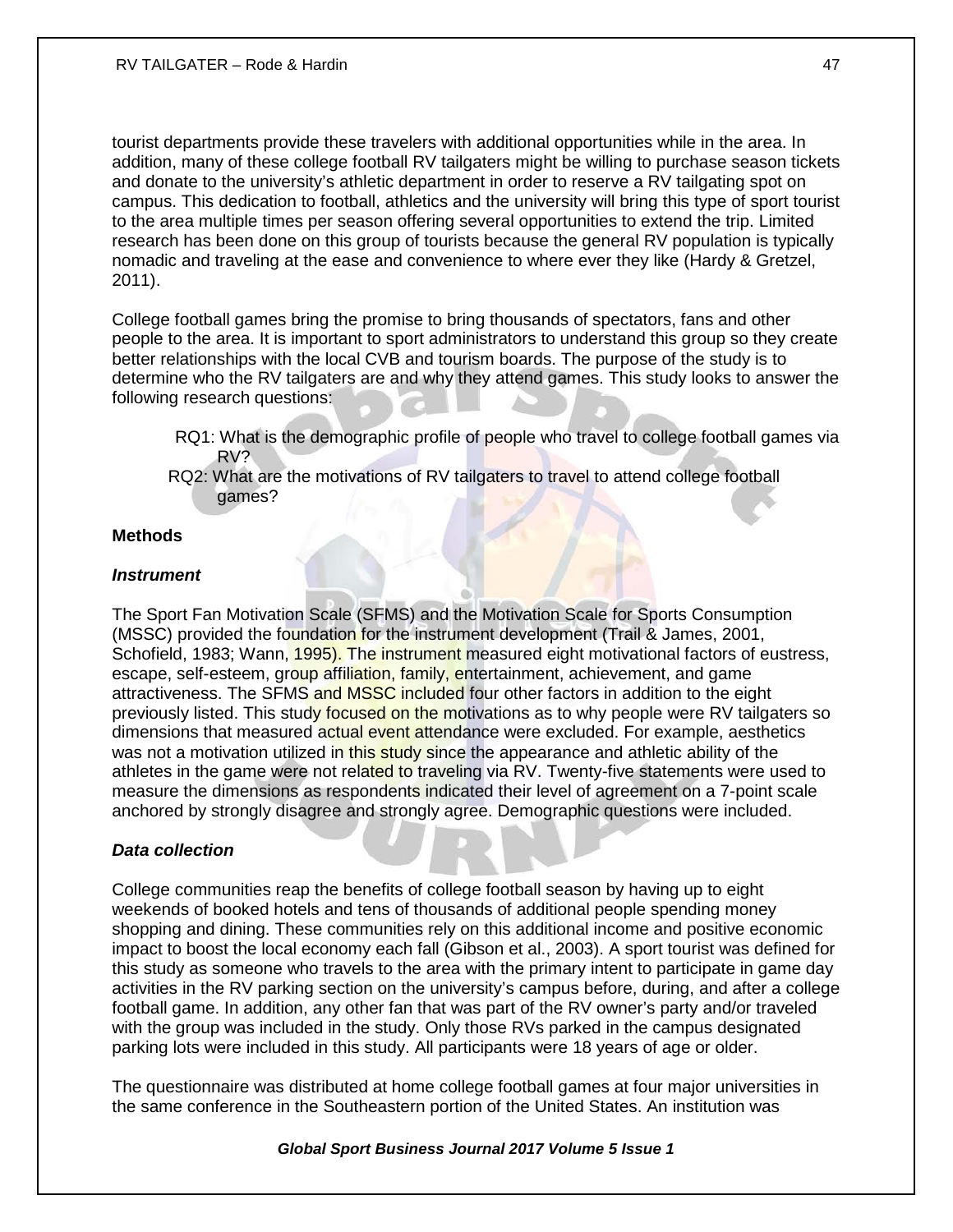tourist departments provide these travelers with additional opportunities while in the area. In addition, many of these college football RV tailgaters might be willing to purchase season tickets and donate to the university's athletic department in order to reserve a RV tailgating spot on campus. This dedication to football, athletics and the university will bring this type of sport tourist to the area multiple times per season offering several opportunities to extend the trip. Limited research has been done on this group of tourists because the general RV population is typically nomadic and traveling at the ease and convenience to where ever they like (Hardy & Gretzel, 2011).

College football games bring the promise to bring thousands of spectators, fans and other people to the area. It is important to sport administrators to understand this group so they create better relationships with the local CVB and tourism boards. The purpose of the study is to determine who the RV tailgaters are and why they attend games. This study looks to answer the following research questions:

RQ1: What is the demographic profile of people who travel to college football games via RV?

RQ2: What are the motivations of RV tailgaters to travel to attend college football games?

## Methods

### *Instrument*

The Sport Fan Motivation Scale (SFMS) and the Motivation Scale for Sports Consumption (MSSC) provided the foundation for the instrument development (Trail & James, 2001, Schofield, 1983; Wann, 1995). The instrument measured eight motivational factors of eustress, escape, self-esteem, group affiliation, family, entertainment, achievement, and game attractiveness. The SFMS and MSSC included four other factors in addition to the eight previously listed. This study focused on the motivations as to why people were RV tailgaters so dimensions that measured actual event attendance were excluded. For example, aesthetics was not a motivation utilized in this study since the appearance and athletic ability of the athletes in the game were not related to traveling via RV. Twenty-five statements were used to measure the dimensions as respondents indicated their level of agreement on a 7-point scale anchored by strongly disagree and strongly agree. Demographic questions were included.

### *Data collection*

College communities reap the benefits of college football season by having up to eight weekends of booked hotels and tens of thousands of additional people spending money shopping and dining. These communities rely on this additional income and positive economic impact to boost the local economy each fall (Gibson et al., 2003). A sport tourist was defined for this study as someone who travels to the area with the primary intent to participate in game day activities in the RV parking section on the university's campus before, during, and after a college football game. In addition, any other fan that was part of the RV owner's party and/or traveled with the group was included in the study. Only those RVs parked in the campus designated parking lots were included in this study. All participants were 18 years of age or older.

The questionnaire was distributed at home college football games at four major universities in the same conference in the Southeastern portion of the United States. An institution was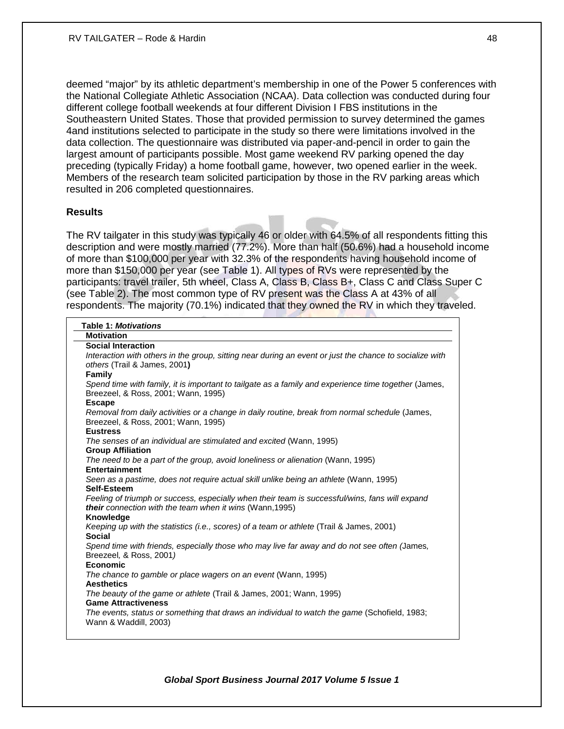deemed "major" by its athletic department's membership in one of the Power 5 conferences with the National Collegiate Athletic Association (NCAA). Data collection was conducted during four different college football weekends at four different Division I FBS institutions in the Southeastern United States. Those that provided permission to survey determined the games 4and institutions selected to participate in the study so there were limitations involved in the data collection. The questionnaire was distributed via paper-and-pencil in order to gain the largest amount of participants possible. Most game weekend RV parking opened the day preceding (typically Friday) a home football game, however, two opened earlier in the week. Members of the research team solicited participation by those in the RV parking areas which resulted in 206 completed questionnaires.

## Results

The RV tailgater in this study was typically 46 or older with 64.5% of all respondents fitting this description and were mostly married (77.2%). More than half (50.6%) had a household income of more than $100,000 per year with 32.3% of the respondents having household income of more than $150,000 per year (see Table 1). All types of RVs were represented by the participants: travel trailer, 5th wheel, Class A, Class B, Class B+, Class C and Class Super C (see Table 2). The most common type of RV present was the Class A at 43% of all respondents. The majority (70.1%) indicated that they owned the RV in which they traveled.

**Table 1: *Motivations***

| Motivation |
|---|
| **Social Interaction** |
| *Interaction with others in the group, sitting near during an event or just the chance to socialize with others* (Trail & James, 2001**)** |
| **Family** |
| *Spend time with family, it is important to tailgate as a family and experience time together* (James, Breezeel, & Ross, 2001; Wann, 1995) |
| **Escape** |
| *Removal from daily activities or a change in daily routine, break from normal schedule* (James, Breezeel, & Ross, 2001; Wann, 1995) |
| **Eustress** |
| *The senses of an individual are stimulated and excited* (Wann, 1995) |
| **Group Affiliation** |
| *The need to be a part of the group, avoid loneliness or alienation* (Wann, 1995) |
| **Entertainment** |
| *Seen as a pastime, does not require actual skill unlike being an athlete* (Wann, 1995) |
| **Self-Esteem** |
| *Feeling of triumph or success, especially when their team is successful/wins, fans will expand **their** connection with the team when it wins* (Wann,1995) |
| **Knowledge** |
| *Keeping up with the statistics (i.e., scores) of a team or athlete* (Trail & James, 2001) |
| **Social** |
| *Spend time with friends, especially those who may live far away and do not see often (*James, Breezeel*,* & Ross, 2001*)* |
| **Economic** |
| *The chance to gamble or place wagers on an event* (Wann, 1995) |
| **Aesthetics** |
| *The beauty of the game or athlete* (Trail & James, 2001; Wann, 1995) |
| **Game Attractiveness** |
| *The events, status or something that draws an individual to watch the game* (Schofield, 1983; Wann & Waddill, 2003) |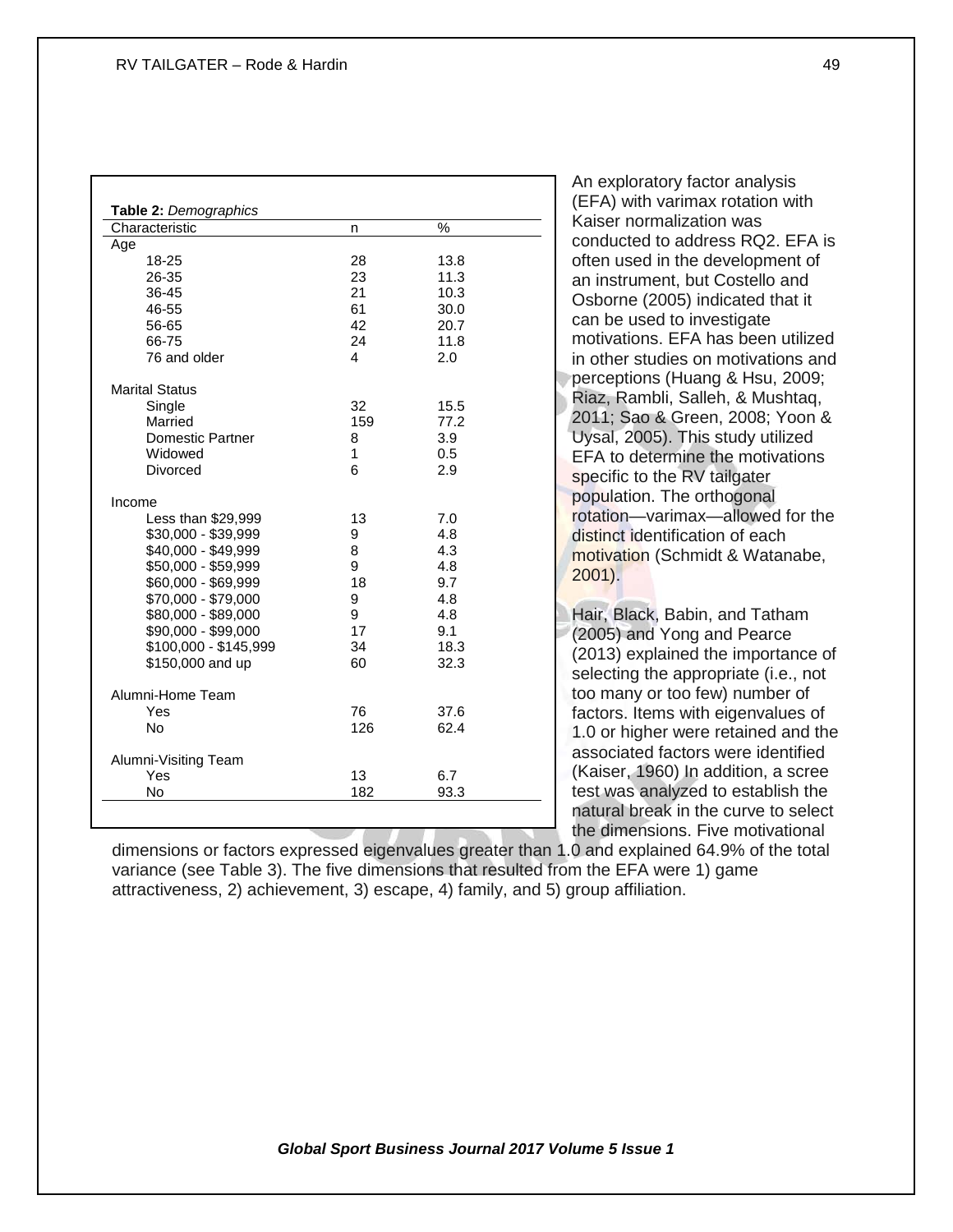**Table 2:** *Demographics*

| Characteristic | n | % |
|---|---|---|
| Age | | |
| 18-25 | 28 | 13.8 |
| 26-35 | 23 | 11.3 |
| 36-45 | 21 | 10.3 |
| 46-55 | 61 | 30.0 |
| 56-65 | 42 | 20.7 |
| 66-75 | 24 | 11.8 |
| 76 and older | 4 | 2.0 |
| Marital Status | | |
| Single | 32 | 15.5 |
| Married | 159 | 77.2 |
| Domestic Partner | 8 | 3.9 |
| Widowed | 1 | 0.5 |
| Divorced | 6 | 2.9 |
| Income | | |
| Less than $29,999 | 13 | 7.0 |
| $30,000 - $39,999 | 9 | 4.8 |
| $40,000 - $49,999 | 8 | 4.3 |
| $50,000 - $59,999 | 9 | 4.8 |
| $60,000 - $69,999 | 18 | 9.7 |
| $70,000 - $79,000 | 9 | 4.8 |
| $80,000 - $89,000 | 9 | 4.8 |
| $90,000 - $99,000 | 17 | 9.1 |
| $100,000 - $145,999 | 34 | 18.3 |
| $150,000 and up | 60 | 32.3 |
| Alumni-Home Team | | |
| Yes | 76 | 37.6 |
| No | 126 | 62.4 |
| Alumni-Visiting Team | | |
| Yes | 13 | 6.7 |
| No | 182 | 93.3 |

An exploratory factor analysis (EFA) with varimax rotation with Kaiser normalization was conducted to address RQ2. EFA is often used in the development of an instrument, but Costello and Osborne (2005) indicated that it can be used to investigate motivations. EFA has been utilized in other studies on motivations and perceptions (Huang & Hsu, 2009; Riaz, Rambli, Salleh, & Mushtaq, 2011; Sao & Green, 2008; Yoon & Uysal, 2005). This study utilized EFA to determine the motivations specific to the RV tailgater population. The orthogonal rotation—varimax—allowed for the distinct identification of each motivation (Schmidt & Watanabe, 2001).

Hair, Black, Babin, and Tatham (2005) and Yong and Pearce (2013) explained the importance of selecting the appropriate (i.e., not too many or too few) number of factors. Items with eigenvalues of 1.0 or higher were retained and the associated factors were identified (Kaiser, 1960) In addition, a scree test was analyzed to establish the natural break in the curve to select the dimensions. Five motivational dimensions or factors expressed eigenvalues greater than 1.0 and explained 64.9% of the total variance (see Table 3). The five dimensions that resulted from the EFA were 1) game attractiveness, 2) achievement, 3) escape, 4) family, and 5) group affiliation.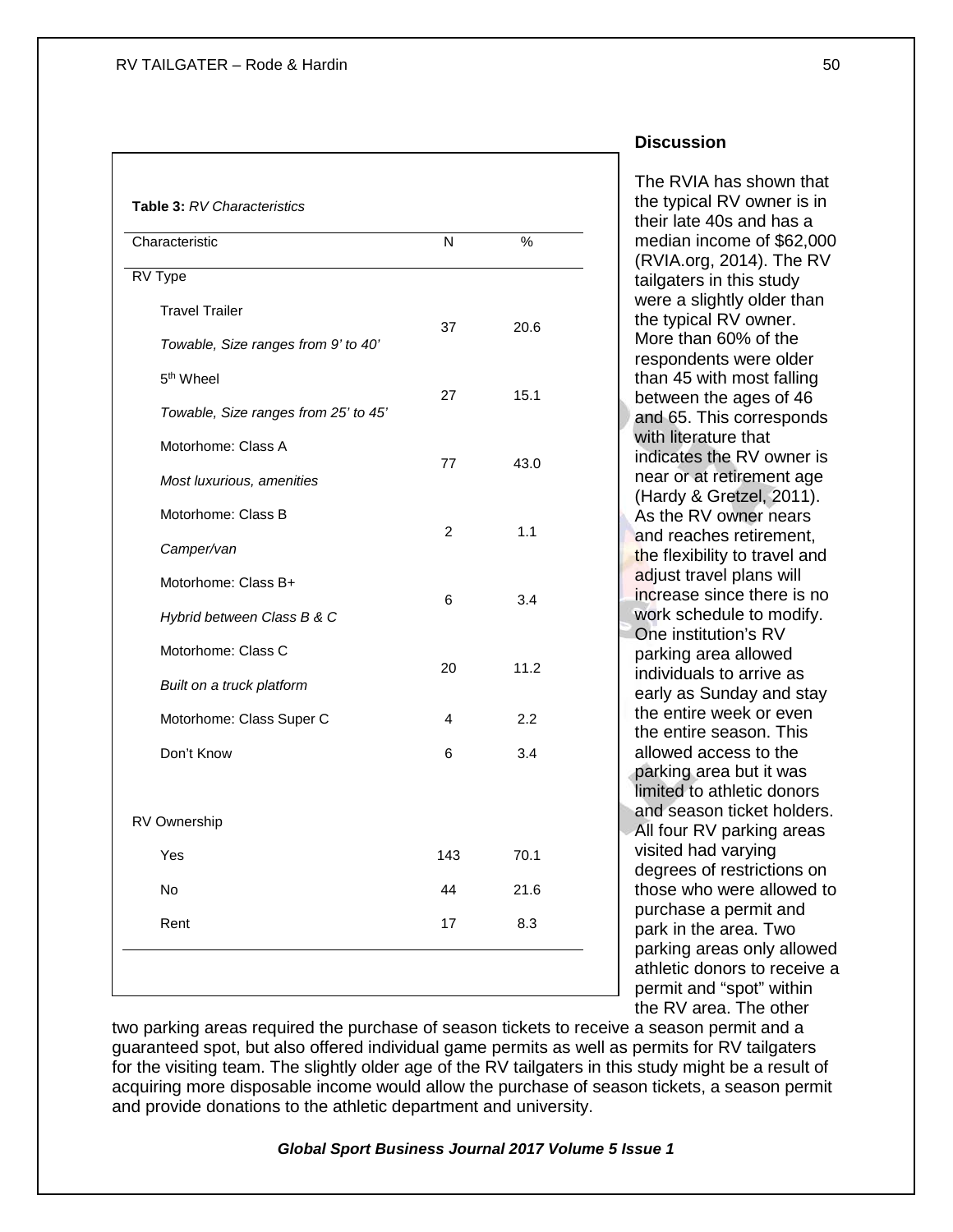**Table 3:** *RV Characteristics*

| Characteristic | N | % |
|---|---|---|
| RV Type | | |
| Travel Trailer<br>*Towable, Size ranges from 9' to 40'* | 37 | 20.6 |
| 5th Wheel<br>*Towable, Size ranges from 25' to 45'* | 27 | 15.1 |
| Motorhome: Class A<br>*Most luxurious, amenities* | 77 | 43.0 |
| Motorhome: Class B<br>*Camper/van* | 2 | 1.1 |
| Motorhome: Class B+<br>*Hybrid between Class B & C* | 6 | 3.4 |
| Motorhome: Class C<br>*Built on a truck platform* | 20 | 11.2 |
| Motorhome: Class Super C | 4 | 2.2 |
| Don't Know | 6 | 3.4 |
| RV Ownership | | |
| Yes | 143 | 70.1 |
| No | 44 | 21.6 |
| Rent | 17 | 8.3 |

## Discussion

The RVIA has shown that the typical RV owner is in their late 40s and has a median income of $62,000 (RVIA.org, 2014). The RV tailgaters in this study were a slightly older than the typical RV owner. More than 60% of the respondents were older than 45 with most falling between the ages of 46 and 65. This corresponds with literature that indicates the RV owner is near or at retirement age (Hardy & Gretzel, 2011). As the RV owner nears and reaches retirement, the flexibility to travel and adjust travel plans will increase since there is no work schedule to modify. One institution's RV parking area allowed individuals to arrive as early as Sunday and stay the entire week or even the entire season. This allowed access to the parking area but it was limited to athletic donors and season ticket holders. All four RV parking areas visited had varying degrees of restrictions on those who were allowed to purchase a permit and park in the area. Two parking areas only allowed athletic donors to receive a permit and "spot" within the RV area. The other two parking areas required the purchase of season tickets to receive a season permit and a guaranteed spot, but also offered individual game permits as well as permits for RV tailgaters for the visiting team. The slightly older age of the RV tailgaters in this study might be a result of acquiring more disposable income would allow the purchase of season tickets, a season permit and provide donations to the athletic department and university.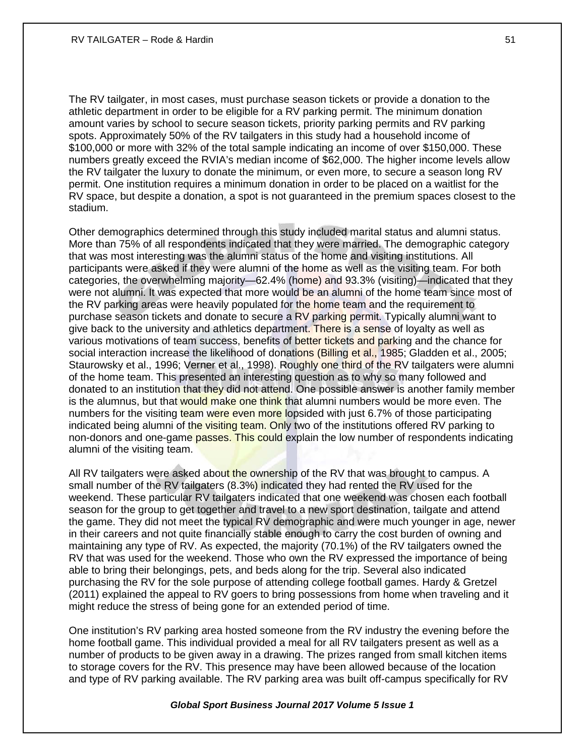The RV tailgater, in most cases, must purchase season tickets or provide a donation to the athletic department in order to be eligible for a RV parking permit. The minimum donation amount varies by school to secure season tickets, priority parking permits and RV parking spots. Approximately 50% of the RV tailgaters in this study had a household income of $100,000 or more with 32% of the total sample indicating an income of over $150,000. These numbers greatly exceed the RVIA's median income of $62,000. The higher income levels allow the RV tailgater the luxury to donate the minimum, or even more, to secure a season long RV permit. One institution requires a minimum donation in order to be placed on a waitlist for the RV space, but despite a donation, a spot is not guaranteed in the premium spaces closest to the stadium.

Other demographics determined through this study included marital status and alumni status. More than 75% of all respondents indicated that they were married. The demographic category that was most interesting was the alumni status of the home and visiting institutions. All participants were asked if they were alumni of the home as well as the visiting team. For both categories, the overwhelming majority—62.4% (home) and 93.3% (visiting)—indicated that they were not alumni. It was expected that more would be an alumni of the home team since most of the RV parking areas were heavily populated for the home team and the requirement to purchase season tickets and donate to secure a RV parking permit. Typically alumni want to give back to the university and athletics department. There is a sense of loyalty as well as various motivations of team success, benefits of better tickets and parking and the chance for social interaction increase the likelihood of donations (Billing et al., 1985; Gladden et al., 2005; Staurowsky et al., 1996; Verner et al., 1998). Roughly one third of the RV tailgaters were alumni of the home team. This presented an interesting question as to why so many followed and donated to an institution that they did not attend. One possible answer is another family member is the alumnus, but that would make one think that alumni numbers would be more even. The numbers for the visiting team were even more lopsided with just 6.7% of those participating indicated being alumni of the visiting team. Only two of the institutions offered RV parking to non-donors and one-game passes. This could explain the low number of respondents indicating alumni of the visiting team.

All RV tailgaters were asked about the ownership of the RV that was brought to campus. A small number of the RV tailgaters (8.3%) indicated they had rented the RV used for the weekend. These particular RV tailgaters indicated that one weekend was chosen each football season for the group to get together and travel to a new sport destination, tailgate and attend the game. They did not meet the typical RV demographic and were much younger in age, newer in their careers and not quite financially stable enough to carry the cost burden of owning and maintaining any type of RV. As expected, the majority (70.1%) of the RV tailgaters owned the RV that was used for the weekend. Those who own the RV expressed the importance of being able to bring their belongings, pets, and beds along for the trip. Several also indicated purchasing the RV for the sole purpose of attending college football games. Hardy & Gretzel (2011) explained the appeal to RV goers to bring possessions from home when traveling and it might reduce the stress of being gone for an extended period of time.

One institution's RV parking area hosted someone from the RV industry the evening before the home football game. This individual provided a meal for all RV tailgaters present as well as a number of products to be given away in a drawing. The prizes ranged from small kitchen items to storage covers for the RV. This presence may have been allowed because of the location and type of RV parking available. The RV parking area was built off-campus specifically for RV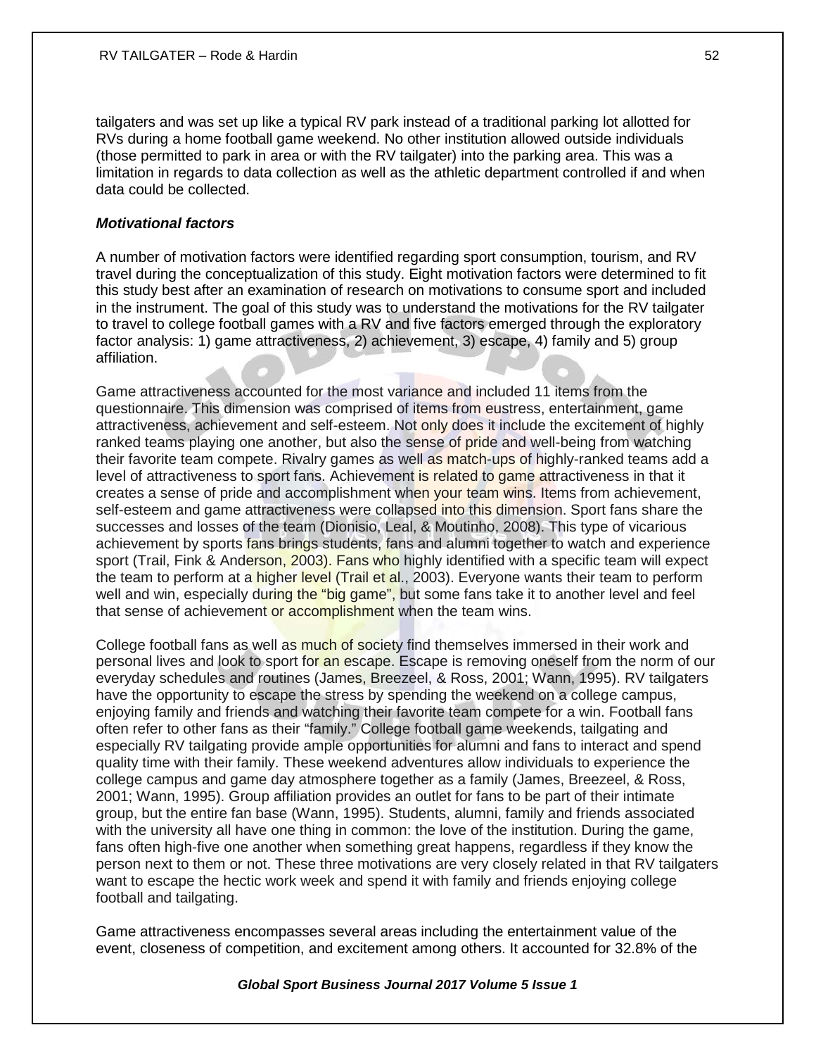tailgaters and was set up like a typical RV park instead of a traditional parking lot allotted for RVs during a home football game weekend. No other institution allowed outside individuals (those permitted to park in area or with the RV tailgater) into the parking area. This was a limitation in regards to data collection as well as the athletic department controlled if and when data could be collected.

### *Motivational factors*

A number of motivation factors were identified regarding sport consumption, tourism, and RV travel during the conceptualization of this study. Eight motivation factors were determined to fit this study best after an examination of research on motivations to consume sport and included in the instrument. The goal of this study was to understand the motivations for the RV tailgater to travel to college football games with a RV and five factors emerged through the exploratory factor analysis: 1) game attractiveness, 2) achievement, 3) escape, 4) family and 5) group affiliation.

Game attractiveness accounted for the most variance and included 11 items from the questionnaire. This dimension was comprised of items from eustress, entertainment, game attractiveness, achievement and self-esteem. Not only does it include the excitement of highly ranked teams playing one another, but also the sense of pride and well-being from watching their favorite team compete. Rivalry games as well as match-ups of highly-ranked teams add a level of attractiveness to sport fans. Achievement is related to game attractiveness in that it creates a sense of pride and accomplishment when your team wins. Items from achievement, self-esteem and game attractiveness were collapsed into this dimension. Sport fans share the successes and losses of the team (Dionisio, Leal, & Moutinho, 2008). This type of vicarious achievement by sports fans brings students, fans and alumni together to watch and experience sport (Trail, Fink & Anderson, 2003). Fans who highly identified with a specific team will expect the team to perform at a higher level (Trail et al., 2003). Everyone wants their team to perform well and win, especially during the "big game", but some fans take it to another level and feel that sense of achievement or accomplishment when the team wins.

College football fans as well as much of society find themselves immersed in their work and personal lives and look to sport for an escape. Escape is removing oneself from the norm of our everyday schedules and routines (James, Breezeel, & Ross, 2001; Wann, 1995). RV tailgaters have the opportunity to escape the stress by spending the weekend on a college campus, enjoying family and friends and watching their favorite team compete for a win. Football fans often refer to other fans as their "family." College football game weekends, tailgating and especially RV tailgating provide ample opportunities for alumni and fans to interact and spend quality time with their family. These weekend adventures allow individuals to experience the college campus and game day atmosphere together as a family (James, Breezeel, & Ross, 2001; Wann, 1995). Group affiliation provides an outlet for fans to be part of their intimate group, but the entire fan base (Wann, 1995). Students, alumni, family and friends associated with the university all have one thing in common: the love of the institution. During the game, fans often high-five one another when something great happens, regardless if they know the person next to them or not. These three motivations are very closely related in that RV tailgaters want to escape the hectic work week and spend it with family and friends enjoying college football and tailgating.

Game attractiveness encompasses several areas including the entertainment value of the event, closeness of competition, and excitement among others. It accounted for 32.8% of the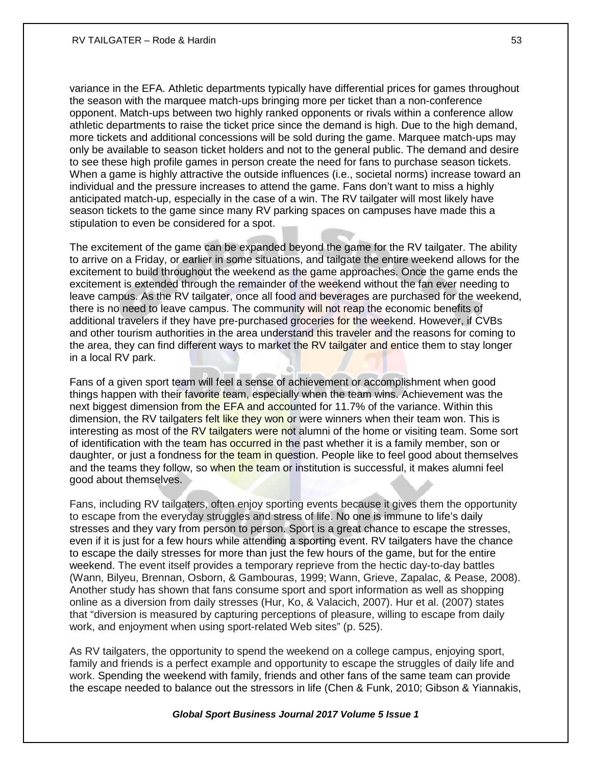variance in the EFA. Athletic departments typically have differential prices for games throughout the season with the marquee match-ups bringing more per ticket than a non-conference opponent. Match-ups between two highly ranked opponents or rivals within a conference allow athletic departments to raise the ticket price since the demand is high. Due to the high demand, more tickets and additional concessions will be sold during the game. Marquee match-ups may only be available to season ticket holders and not to the general public. The demand and desire to see these high profile games in person create the need for fans to purchase season tickets. When a game is highly attractive the outside influences (i.e., societal norms) increase toward an individual and the pressure increases to attend the game. Fans don't want to miss a highly anticipated match-up, especially in the case of a win. The RV tailgater will most likely have season tickets to the game since many RV parking spaces on campuses have made this a stipulation to even be considered for a spot.

The excitement of the game can be expanded beyond the game for the RV tailgater. The ability to arrive on a Friday, or earlier in some situations, and tailgate the entire weekend allows for the excitement to build throughout the weekend as the game approaches. Once the game ends the excitement is extended through the remainder of the weekend without the fan ever needing to leave campus. As the RV tailgater, once all food and beverages are purchased for the weekend, there is no need to leave campus. The community will not reap the economic benefits of additional travelers if they have pre-purchased groceries for the weekend. However, if CVBs and other tourism authorities in the area understand this traveler and the reasons for coming to the area, they can find different ways to market the RV tailgater and entice them to stay longer in a local RV park.

Fans of a given sport team will feel a sense of achievement or accomplishment when good things happen with their favorite team, especially when the team wins. Achievement was the next biggest dimension from the EFA and accounted for 11.7% of the variance. Within this dimension, the RV tailgaters felt like they won or were winners when their team won. This is interesting as most of the RV tailgaters were not alumni of the home or visiting team. Some sort of identification with the team has occurred in the past whether it is a family member, son or daughter, or just a fondness for the team in question. People like to feel good about themselves and the teams they follow, so when the team or institution is successful, it makes alumni feel good about themselves.

Fans, including RV tailgaters, often enjoy sporting events because it gives them the opportunity to escape from the everyday struggles and stress of life. No one is immune to life's daily stresses and they vary from person to person. Sport is a great chance to escape the stresses, even if it is just for a few hours while attending a sporting event. RV tailgaters have the chance to escape the daily stresses for more than just the few hours of the game, but for the entire weekend. The event itself provides a temporary reprieve from the hectic day-to-day battles (Wann, Bilyeu, Brennan, Osborn, & Gambouras, 1999; Wann, Grieve, Zapalac, & Pease, 2008). Another study has shown that fans consume sport and sport information as well as shopping online as a diversion from daily stresses (Hur, Ko, & Valacich, 2007). Hur et al. (2007) states that "diversion is measured by capturing perceptions of pleasure, willing to escape from daily work, and enjoyment when using sport-related Web sites" (p. 525).

As RV tailgaters, the opportunity to spend the weekend on a college campus, enjoying sport, family and friends is a perfect example and opportunity to escape the struggles of daily life and work. Spending the weekend with family, friends and other fans of the same team can provide the escape needed to balance out the stressors in life (Chen & Funk, 2010; Gibson & Yiannakis,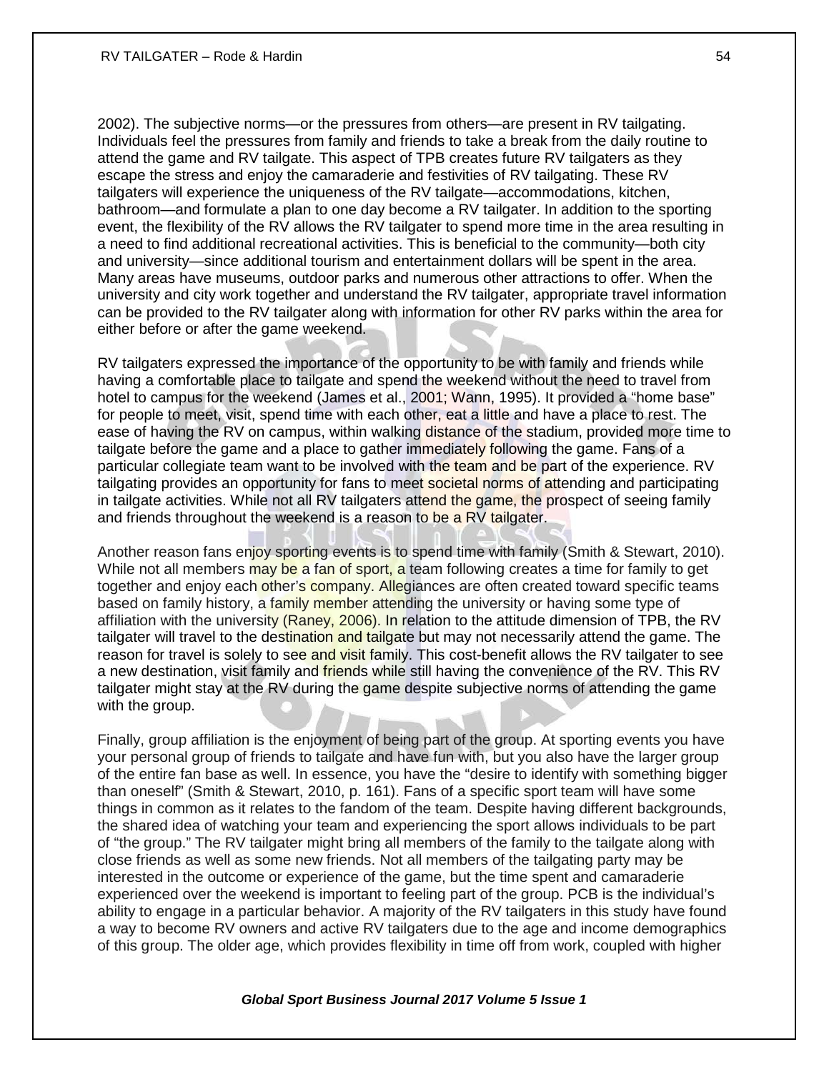2002). The subjective norms—or the pressures from others—are present in RV tailgating. Individuals feel the pressures from family and friends to take a break from the daily routine to attend the game and RV tailgate. This aspect of TPB creates future RV tailgaters as they escape the stress and enjoy the camaraderie and festivities of RV tailgating. These RV tailgaters will experience the uniqueness of the RV tailgate—accommodations, kitchen, bathroom—and formulate a plan to one day become a RV tailgater. In addition to the sporting event, the flexibility of the RV allows the RV tailgater to spend more time in the area resulting in a need to find additional recreational activities. This is beneficial to the community—both city and university—since additional tourism and entertainment dollars will be spent in the area. Many areas have museums, outdoor parks and numerous other attractions to offer. When the university and city work together and understand the RV tailgater, appropriate travel information can be provided to the RV tailgater along with information for other RV parks within the area for either before or after the game weekend.

RV tailgaters expressed the importance of the opportunity to be with family and friends while having a comfortable place to tailgate and spend the weekend without the need to travel from hotel to campus for the weekend (James et al., 2001; Wann, 1995). It provided a "home base" for people to meet, visit, spend time with each other, eat a little and have a place to rest. The ease of having the RV on campus, within walking distance of the stadium, provided more time to tailgate before the game and a place to gather immediately following the game. Fans of a particular collegiate team want to be involved with the team and be part of the experience. RV tailgating provides an opportunity for fans to meet societal norms of attending and participating in tailgate activities. While not all RV tailgaters attend the game, the prospect of seeing family and friends throughout the weekend is a reason to be a RV tailgater.

Another reason fans enjoy sporting events is to spend time with family (Smith & Stewart, 2010). While not all members may be a fan of sport, a team following creates a time for family to get together and enjoy each other's company. Allegiances are often created toward specific teams based on family history, a family member attending the university or having some type of affiliation with the university (Raney, 2006). In relation to the attitude dimension of TPB, the RV tailgater will travel to the destination and tailgate but may not necessarily attend the game. The reason for travel is solely to see and visit family. This cost-benefit allows the RV tailgater to see a new destination, visit family and friends while still having the convenience of the RV. This RV tailgater might stay at the RV during the game despite subjective norms of attending the game with the group.

Finally, group affiliation is the enjoyment of being part of the group. At sporting events you have your personal group of friends to tailgate and have fun with, but you also have the larger group of the entire fan base as well. In essence, you have the "desire to identify with something bigger than oneself" (Smith & Stewart, 2010, p. 161). Fans of a specific sport team will have some things in common as it relates to the fandom of the team. Despite having different backgrounds, the shared idea of watching your team and experiencing the sport allows individuals to be part of "the group." The RV tailgater might bring all members of the family to the tailgate along with close friends as well as some new friends. Not all members of the tailgating party may be interested in the outcome or experience of the game, but the time spent and camaraderie experienced over the weekend is important to feeling part of the group. PCB is the individual's ability to engage in a particular behavior. A majority of the RV tailgaters in this study have found a way to become RV owners and active RV tailgaters due to the age and income demographics of this group. The older age, which provides flexibility in time off from work, coupled with higher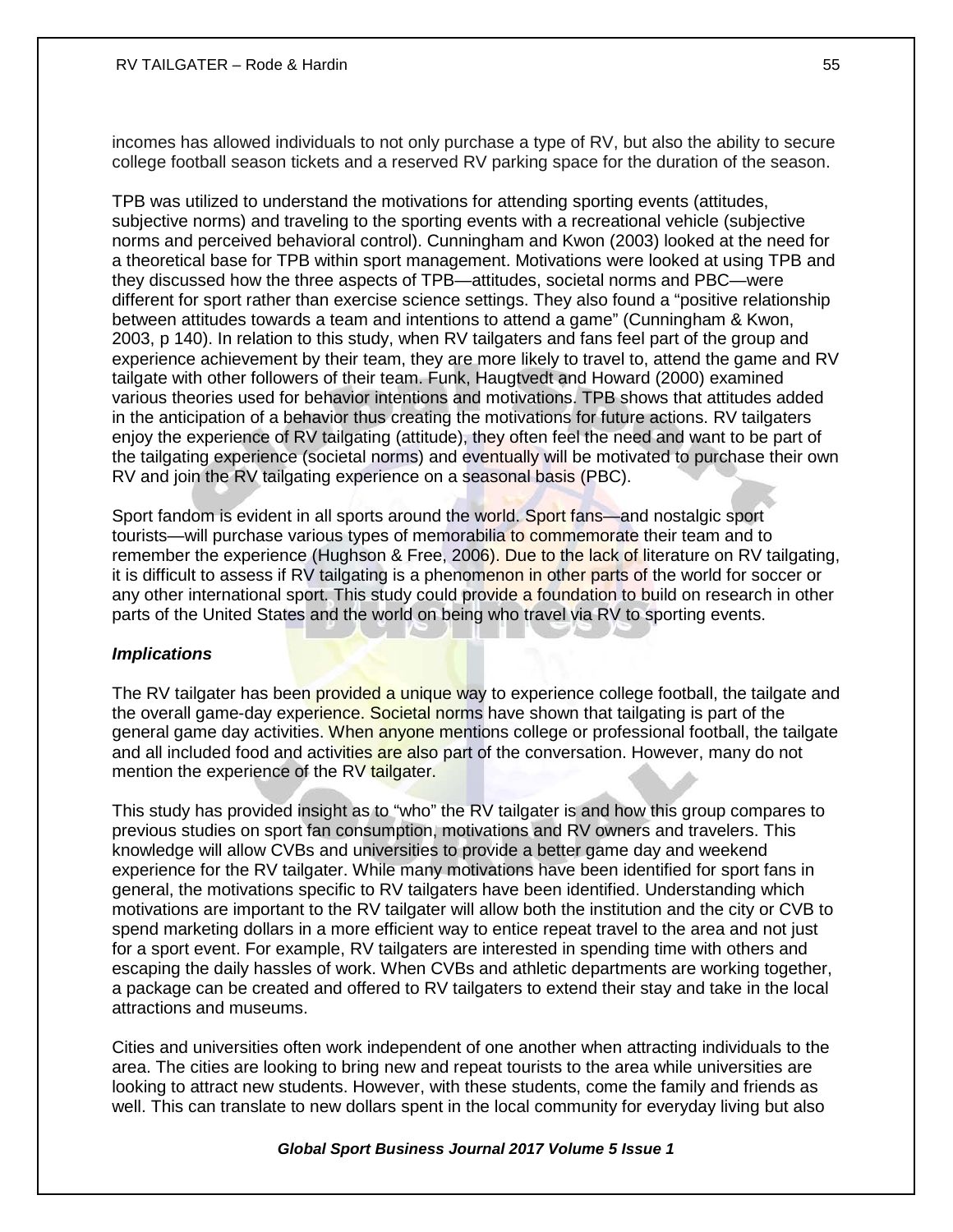incomes has allowed individuals to not only purchase a type of RV, but also the ability to secure college football season tickets and a reserved RV parking space for the duration of the season.

TPB was utilized to understand the motivations for attending sporting events (attitudes, subjective norms) and traveling to the sporting events with a recreational vehicle (subjective norms and perceived behavioral control). Cunningham and Kwon (2003) looked at the need for a theoretical base for TPB within sport management. Motivations were looked at using TPB and they discussed how the three aspects of TPB—attitudes, societal norms and PBC—were different for sport rather than exercise science settings. They also found a "positive relationship between attitudes towards a team and intentions to attend a game" (Cunningham & Kwon, 2003, p 140). In relation to this study, when RV tailgaters and fans feel part of the group and experience achievement by their team, they are more likely to travel to, attend the game and RV tailgate with other followers of their team. Funk, Haugtvedt and Howard (2000) examined various theories used for behavior intentions and motivations. TPB shows that attitudes added in the anticipation of a behavior thus creating the motivations for future actions. RV tailgaters enjoy the experience of RV tailgating (attitude), they often feel the need and want to be part of the tailgating experience (societal norms) and eventually will be motivated to purchase their own RV and join the RV tailgating experience on a seasonal basis (PBC).

Sport fandom is evident in all sports around the world. Sport fans—and nostalgic sport tourists—will purchase various types of memorabilia to commemorate their team and to remember the experience (Hughson & Free, 2006). Due to the lack of literature on RV tailgating, it is difficult to assess if RV tailgating is a phenomenon in other parts of the world for soccer or any other international sport. This study could provide a foundation to build on research in other parts of the United States and the world on being who travel via RV to sporting events.

### *Implications*

The RV tailgater has been provided a unique way to experience college football, the tailgate and the overall game-day experience. Societal norms have shown that tailgating is part of the general game day activities. When anyone mentions college or professional football, the tailgate and all included food and activities are also part of the conversation. However, many do not mention the experience of the RV tailgater.

This study has provided insight as to "who" the RV tailgater is and how this group compares to previous studies on sport fan consumption, motivations and RV owners and travelers. This knowledge will allow CVBs and universities to provide a better game day and weekend experience for the RV tailgater. While many motivations have been identified for sport fans in general, the motivations specific to RV tailgaters have been identified. Understanding which motivations are important to the RV tailgater will allow both the institution and the city or CVB to spend marketing dollars in a more efficient way to entice repeat travel to the area and not just for a sport event. For example, RV tailgaters are interested in spending time with others and escaping the daily hassles of work. When CVBs and athletic departments are working together, a package can be created and offered to RV tailgaters to extend their stay and take in the local attractions and museums.

Cities and universities often work independent of one another when attracting individuals to the area. The cities are looking to bring new and repeat tourists to the area while universities are looking to attract new students. However, with these students, come the family and friends as well. This can translate to new dollars spent in the local community for everyday living but also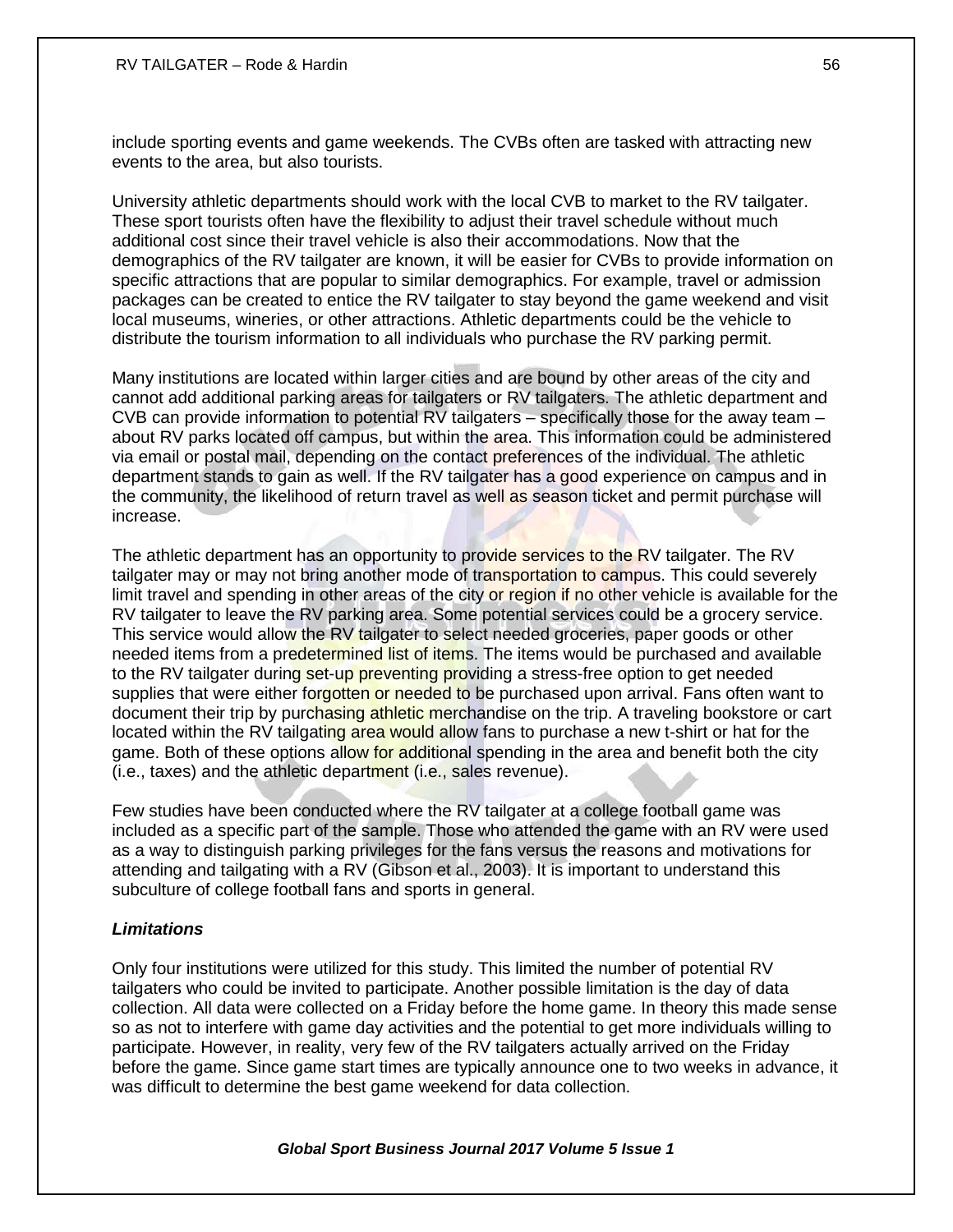include sporting events and game weekends. The CVBs often are tasked with attracting new events to the area, but also tourists.

University athletic departments should work with the local CVB to market to the RV tailgater. These sport tourists often have the flexibility to adjust their travel schedule without much additional cost since their travel vehicle is also their accommodations. Now that the demographics of the RV tailgater are known, it will be easier for CVBs to provide information on specific attractions that are popular to similar demographics. For example, travel or admission packages can be created to entice the RV tailgater to stay beyond the game weekend and visit local museums, wineries, or other attractions. Athletic departments could be the vehicle to distribute the tourism information to all individuals who purchase the RV parking permit.

Many institutions are located within larger cities and are bound by other areas of the city and cannot add additional parking areas for tailgaters or RV tailgaters. The athletic department and CVB can provide information to potential RV tailgaters – specifically those for the away team – about RV parks located off campus, but within the area. This information could be administered via email or postal mail, depending on the contact preferences of the individual. The athletic department stands to gain as well. If the RV tailgater has a good experience on campus and in the community, the likelihood of return travel as well as season ticket and permit purchase will increase.

The athletic department has an opportunity to provide services to the RV tailgater. The RV tailgater may or may not bring another mode of transportation to campus. This could severely limit travel and spending in other areas of the city or region if no other vehicle is available for the RV tailgater to leave the RV parking area. Some potential services could be a grocery service. This service would allow the RV tailgater to select needed groceries, paper goods or other needed items from a predetermined list of items. The items would be purchased and available to the RV tailgater during set-up preventing providing a stress-free option to get needed supplies that were either forgotten or needed to be purchased upon arrival. Fans often want to document their trip by purchasing athletic merchandise on the trip. A traveling bookstore or cart located within the RV tailgating area would allow fans to purchase a new t-shirt or hat for the game. Both of these options allow for additional spending in the area and benefit both the city (i.e., taxes) and the athletic department (i.e., sales revenue).

Few studies have been conducted where the RV tailgater at a college football game was included as a specific part of the sample. Those who attended the game with an RV were used as a way to distinguish parking privileges for the fans versus the reasons and motivations for attending and tailgating with a RV (Gibson et al., 2003). It is important to understand this subculture of college football fans and sports in general.

### *Limitations*

Only four institutions were utilized for this study. This limited the number of potential RV tailgaters who could be invited to participate. Another possible limitation is the day of data collection. All data were collected on a Friday before the home game. In theory this made sense so as not to interfere with game day activities and the potential to get more individuals willing to participate. However, in reality, very few of the RV tailgaters actually arrived on the Friday before the game. Since game start times are typically announce one to two weeks in advance, it was difficult to determine the best game weekend for data collection.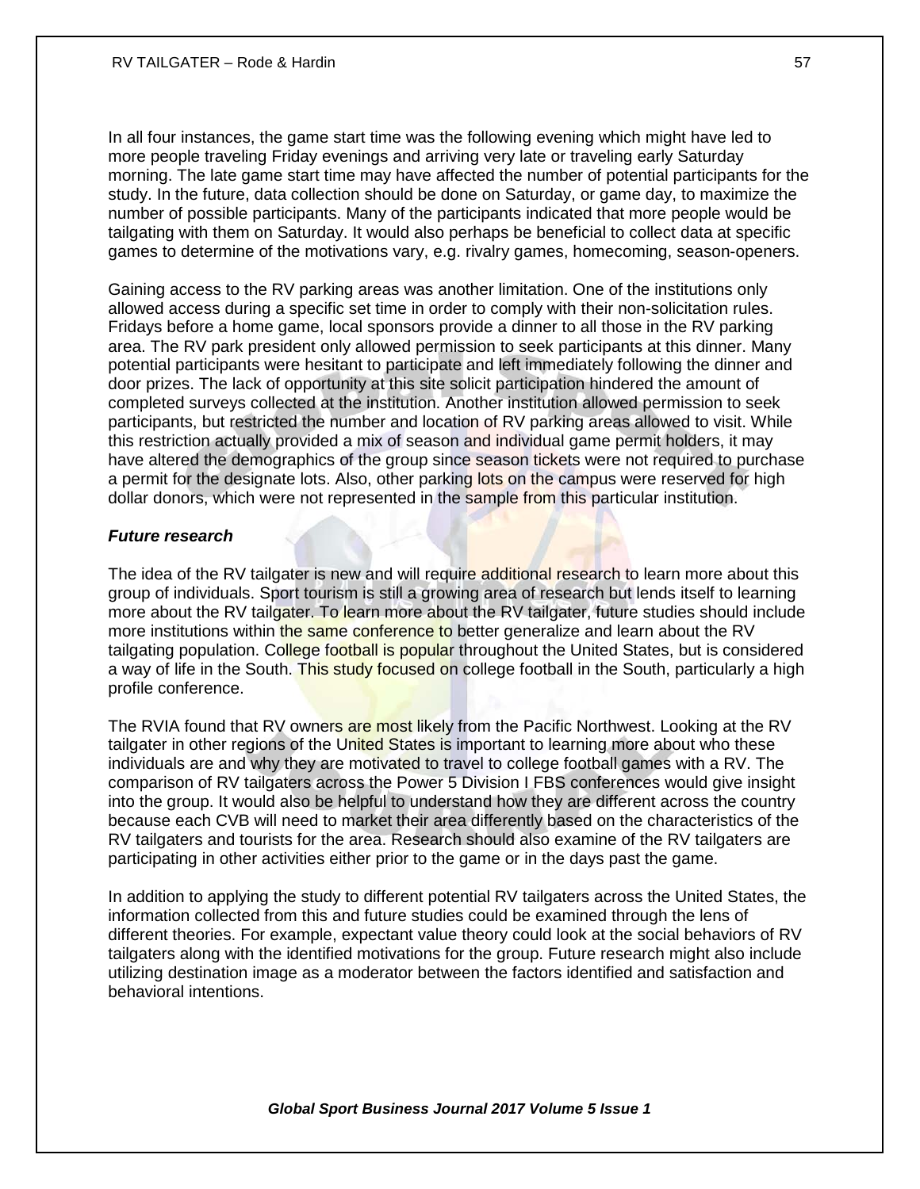In all four instances, the game start time was the following evening which might have led to more people traveling Friday evenings and arriving very late or traveling early Saturday morning. The late game start time may have affected the number of potential participants for the study. In the future, data collection should be done on Saturday, or game day, to maximize the number of possible participants. Many of the participants indicated that more people would be tailgating with them on Saturday. It would also perhaps be beneficial to collect data at specific games to determine of the motivations vary, e.g. rivalry games, homecoming, season-openers.

Gaining access to the RV parking areas was another limitation. One of the institutions only allowed access during a specific set time in order to comply with their non-solicitation rules. Fridays before a home game, local sponsors provide a dinner to all those in the RV parking area. The RV park president only allowed permission to seek participants at this dinner. Many potential participants were hesitant to participate and left immediately following the dinner and door prizes. The lack of opportunity at this site solicit participation hindered the amount of completed surveys collected at the institution. Another institution allowed permission to seek participants, but restricted the number and location of RV parking areas allowed to visit. While this restriction actually provided a mix of season and individual game permit holders, it may have altered the demographics of the group since season tickets were not required to purchase a permit for the designate lots. Also, other parking lots on the campus were reserved for high dollar donors, which were not represented in the sample from this particular institution.

### *Future research*

The idea of the RV tailgater is new and will require additional research to learn more about this group of individuals. Sport tourism is still a growing area of research but lends itself to learning more about the RV tailgater. To learn more about the RV tailgater, future studies should include more institutions within the same conference to better generalize and learn about the RV tailgating population. College football is popular throughout the United States, but is considered a way of life in the South. This study focused on college football in the South, particularly a high profile conference.

The RVIA found that RV owners are most likely from the Pacific Northwest. Looking at the RV tailgater in other regions of the United States is important to learning more about who these individuals are and why they are motivated to travel to college football games with a RV. The comparison of RV tailgaters across the Power 5 Division I FBS conferences would give insight into the group. It would also be helpful to understand how they are different across the country because each CVB will need to market their area differently based on the characteristics of the RV tailgaters and tourists for the area. Research should also examine of the RV tailgaters are participating in other activities either prior to the game or in the days past the game.

In addition to applying the study to different potential RV tailgaters across the United States, the information collected from this and future studies could be examined through the lens of different theories. For example, expectant value theory could look at the social behaviors of RV tailgaters along with the identified motivations for the group. Future research might also include utilizing destination image as a moderator between the factors identified and satisfaction and behavioral intentions.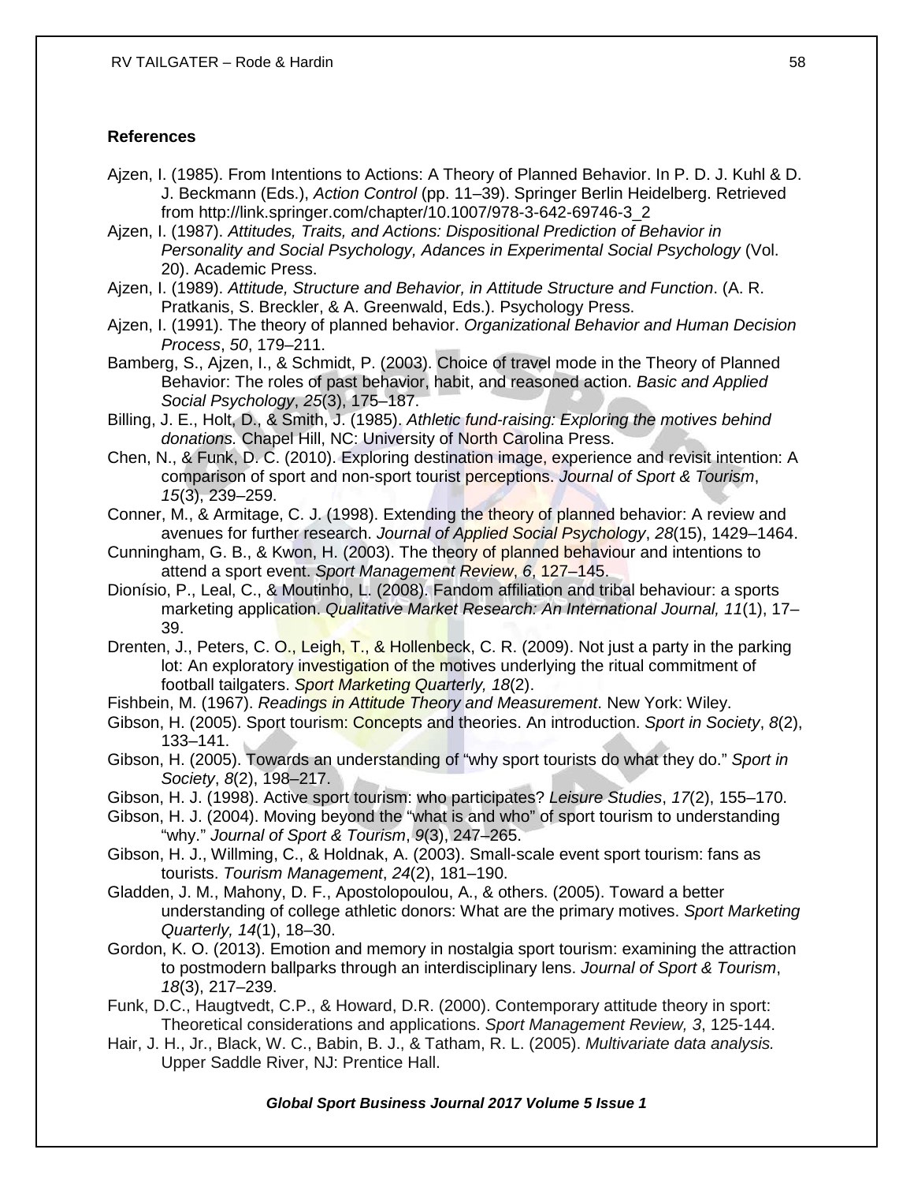## References

Ajzen, I. (1985). From Intentions to Actions: A Theory of Planned Behavior. In P. D. J. Kuhl & D. J. Beckmann (Eds.), *Action Control* (pp. 11–39). Springer Berlin Heidelberg. Retrieved from http://link.springer.com/chapter/10.1007/978-3-642-69746-3_2

Ajzen, I. (1987). *Attitudes, Traits, and Actions: Dispositional Prediction of Behavior in Personality and Social Psychology, Adances in Experimental Social Psychology* (Vol. 20). Academic Press.

Ajzen, I. (1989). *Attitude, Structure and Behavior, in Attitude Structure and Function*. (A. R. Pratkanis, S. Breckler, & A. Greenwald, Eds.). Psychology Press.

Ajzen, I. (1991). The theory of planned behavior. *Organizational Behavior and Human Decision Process*, *50*, 179–211.

Bamberg, S., Ajzen, I., & Schmidt, P. (2003). Choice of travel mode in the Theory of Planned Behavior: The roles of past behavior, habit, and reasoned action. *Basic and Applied Social Psychology*, *25*(3), 175–187.

Billing, J. E., Holt, D., & Smith, J. (1985). *Athletic fund-raising: Exploring the motives behind donations*. Chapel Hill, NC: University of North Carolina Press.

Chen, N., & Funk, D. C. (2010). Exploring destination image, experience and revisit intention: A comparison of sport and non-sport tourist perceptions. *Journal of Sport & Tourism*, *15*(3), 239–259.

Conner, M., & Armitage, C. J. (1998). Extending the theory of planned behavior: A review and avenues for further research. *Journal of Applied Social Psychology*, *28*(15), 1429–1464.

Cunningham, G. B., & Kwon, H. (2003). The theory of planned behaviour and intentions to attend a sport event. *Sport Management Review*, *6*, 127–145.

Dionísio, P., Leal, C., & Moutinho, L. (2008). Fandom affiliation and tribal behaviour: a sports marketing application. *Qualitative Market Research: An International Journal, 11*(1), 17–39.

Drenten, J., Peters, C. O., Leigh, T., & Hollenbeck, C. R. (2009). Not just a party in the parking lot: An exploratory investigation of the motives underlying the ritual commitment of football tailgaters. *Sport Marketing Quarterly, 18*(2).

Fishbein, M. (1967). *Readings in Attitude Theory and Measurement*. New York: Wiley.

Gibson, H. (2005). Sport tourism: Concepts and theories. An introduction. *Sport in Society*, *8*(2), 133–141.

Gibson, H. (2005). Towards an understanding of "why sport tourists do what they do." *Sport in Society*, *8*(2), 198–217.

Gibson, H. J. (1998). Active sport tourism: who participates? *Leisure Studies*, *17*(2), 155–170.

Gibson, H. J. (2004). Moving beyond the "what is and who" of sport tourism to understanding "why." *Journal of Sport & Tourism*, *9*(3), 247–265.

Gibson, H. J., Willming, C., & Holdnak, A. (2003). Small-scale event sport tourism: fans as tourists. *Tourism Management*, *24*(2), 181–190.

Gladden, J. M., Mahony, D. F., Apostolopoulou, A., & others. (2005). Toward a better understanding of college athletic donors: What are the primary motives. *Sport Marketing Quarterly, 14*(1), 18–30.

Gordon, K. O. (2013). Emotion and memory in nostalgia sport tourism: examining the attraction to postmodern ballparks through an interdisciplinary lens. *Journal of Sport & Tourism*, *18*(3), 217–239.

Funk, D.C., Haugtvedt, C.P., & Howard, D.R. (2000). Contemporary attitude theory in sport: Theoretical considerations and applications. *Sport Management Review, 3*, 125-144.

Hair, J. H., Jr., Black, W. C., Babin, B. J., & Tatham, R. L. (2005). *Multivariate data analysis.* Upper Saddle River, NJ: Prentice Hall.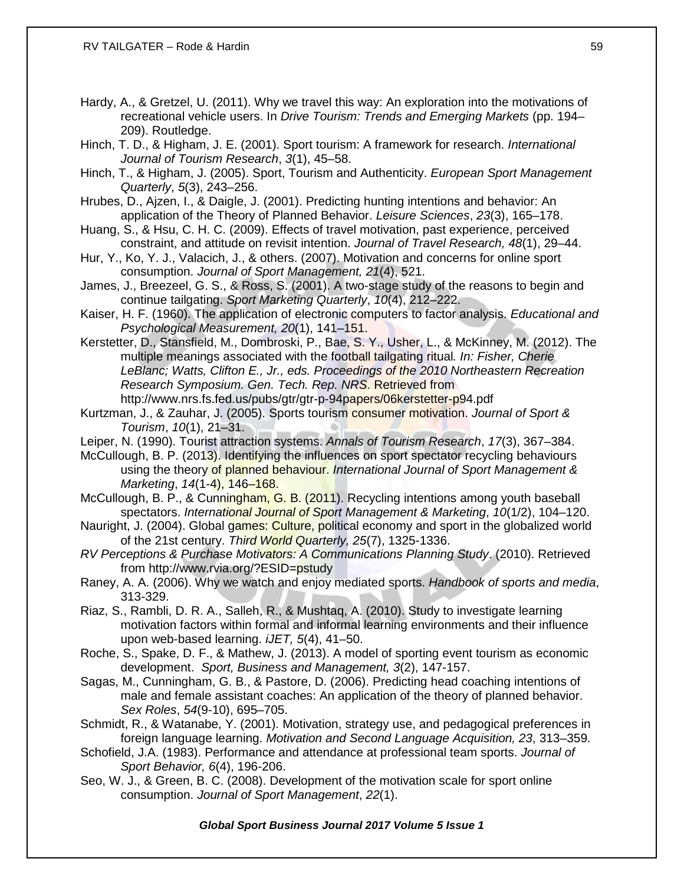Hardy, A., & Gretzel, U. (2011). Why we travel this way: An exploration into the motivations of recreational vehicle users. In *Drive Tourism: Trends and Emerging Markets* (pp. 194–209). Routledge.

Hinch, T. D., & Higham, J. E. (2001). Sport tourism: A framework for research. *International Journal of Tourism Research*, *3*(1), 45–58.

Hinch, T., & Higham, J. (2005). Sport, Tourism and Authenticity. *European Sport Management Quarterly*, *5*(3), 243–256.

Hrubes, D., Ajzen, I., & Daigle, J. (2001). Predicting hunting intentions and behavior: An application of the Theory of Planned Behavior. *Leisure Sciences*, *23*(3), 165–178.

Huang, S., & Hsu, C. H. C. (2009). Effects of travel motivation, past experience, perceived constraint, and attitude on revisit intention. *Journal of Travel Research, 48*(1), 29–44.

Hur, Y., Ko, Y. J., Valacich, J., & others. (2007). Motivation and concerns for online sport consumption. *Journal of Sport Management, 21*(4), 521.

James, J., Breezeel, G. S., & Ross, S. (2001). A two-stage study of the reasons to begin and continue tailgating. *Sport Marketing Quarterly*, *10*(4), 212–222.

Kaiser, H. F. (1960). The application of electronic computers to factor analysis. *Educational and Psychological Measurement, 20*(1), 141–151.

Kerstetter, D., Stansfield, M., Dombroski, P., Bae, S. Y., Usher, L., & McKinney, M. (2012). The multiple meanings associated with the football tailgating ritual*. In: Fisher, Cherie LeBlanc; Watts, Clifton E., Jr., eds. Proceedings of the 2010 Northeastern Recreation Research Symposium. Gen. Tech. Rep. NRS*. Retrieved from http://www.nrs.fs.fed.us/pubs/gtr/gtr-p-94papers/06kerstetter-p94.pdf

Kurtzman, J., & Zauhar, J. (2005). Sports tourism consumer motivation. *Journal of Sport & Tourism*, *10*(1), 21–31.

Leiper, N. (1990). Tourist attraction systems. *Annals of Tourism Research*, *17*(3), 367–384.

McCullough, B. P. (2013). Identifying the influences on sport spectator recycling behaviours using the theory of planned behaviour. *International Journal of Sport Management & Marketing*, *14*(1-4), 146–168.

McCullough, B. P., & Cunningham, G. B. (2011). Recycling intentions among youth baseball spectators. *International Journal of Sport Management & Marketing*, *10*(1/2), 104–120.

Nauright, J. (2004). Global games: Culture, political economy and sport in the globalized world of the 21st century. *Third World Quarterly, 25*(7), 1325-1336.

*RV Perceptions & Purchase Motivators: A Communications Planning Study*. (2010). Retrieved from http://www.rvia.org/?ESID=pstudy

Raney, A. A. (2006). Why we watch and enjoy mediated sports. *Handbook of sports and media*, 313-329.

Riaz, S., Rambli, D. R. A., Salleh, R., & Mushtaq, A. (2010). Study to investigate learning motivation factors within formal and informal learning environments and their influence upon web-based learning. *iJET, 5*(4), 41–50.

Roche, S., Spake, D. F., & Mathew, J. (2013). A model of sporting event tourism as economic development. *Sport, Business and Management, 3*(2), 147-157.

Sagas, M., Cunningham, G. B., & Pastore, D. (2006). Predicting head coaching intentions of male and female assistant coaches: An application of the theory of planned behavior. *Sex Roles*, *54*(9-10), 695–705.

Schmidt, R., & Watanabe, Y. (2001). Motivation, strategy use, and pedagogical preferences in foreign language learning. *Motivation and Second Language Acquisition, 23*, 313–359.

Schofield, J.A. (1983). Performance and attendance at professional team sports. *Journal of Sport Behavior, 6*(4), 196-206.

Seo, W. J., & Green, B. C. (2008). Development of the motivation scale for sport online consumption. *Journal of Sport Management*, *22*(1).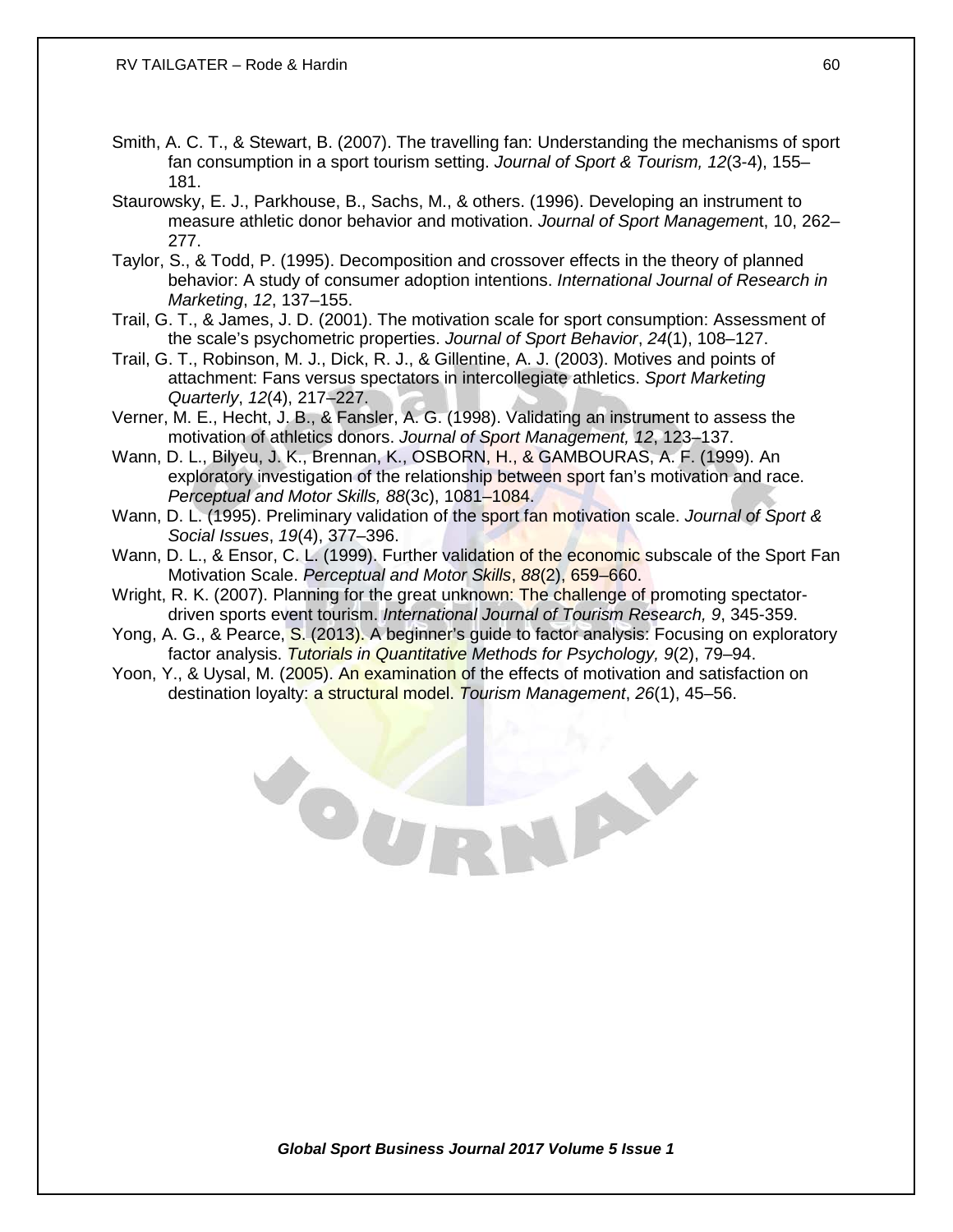Smith, A. C. T., & Stewart, B. (2007). The travelling fan: Understanding the mechanisms of sport fan consumption in a sport tourism setting. *Journal of Sport & Tourism, 12*(3-4), 155–181.

Staurowsky, E. J., Parkhouse, B., Sachs, M., & others. (1996). Developing an instrument to measure athletic donor behavior and motivation. *Journal of Sport Managemen*t, 10, 262–277.

Taylor, S., & Todd, P. (1995). Decomposition and crossover effects in the theory of planned behavior: A study of consumer adoption intentions. *International Journal of Research in Marketing*, *12*, 137–155.

Trail, G. T., & James, J. D. (2001). The motivation scale for sport consumption: Assessment of the scale's psychometric properties. *Journal of Sport Behavior*, *24*(1), 108–127.

Trail, G. T., Robinson, M. J., Dick, R. J., & Gillentine, A. J. (2003). Motives and points of attachment: Fans versus spectators in intercollegiate athletics. *Sport Marketing Quarterly*, *12*(4), 217–227.

Verner, M. E., Hecht, J. B., & Fansler, A. G. (1998). Validating an instrument to assess the motivation of athletics donors. *Journal of Sport Management, 12*, 123–137.

Wann, D. L., Bilyeu, J. K., Brennan, K., OSBORN, H., & GAMBOURAS, A. F. (1999). An exploratory investigation of the relationship between sport fan's motivation and race. *Perceptual and Motor Skills, 88*(3c), 1081–1084.

Wann, D. L. (1995). Preliminary validation of the sport fan motivation scale. *Journal of Sport & Social Issues*, *19*(4), 377–396.

Wann, D. L., & Ensor, C. L. (1999). Further validation of the economic subscale of the Sport Fan Motivation Scale. *Perceptual and Motor Skills*, *88*(2), 659–660.

Wright, R. K. (2007). Planning for the great unknown: The challenge of promoting spectator-driven sports event tourism. *International Journal of Tourism Research, 9*, 345-359.

Yong, A. G., & Pearce, S. (2013). A beginner's guide to factor analysis: Focusing on exploratory factor analysis. *Tutorials in Quantitative Methods for Psychology, 9*(2), 79–94.

Yoon, Y., & Uysal, M. (2005). An examination of the effects of motivation and satisfaction on destination loyalty: a structural model. *Tourism Management*, *26*(1), 45–56.